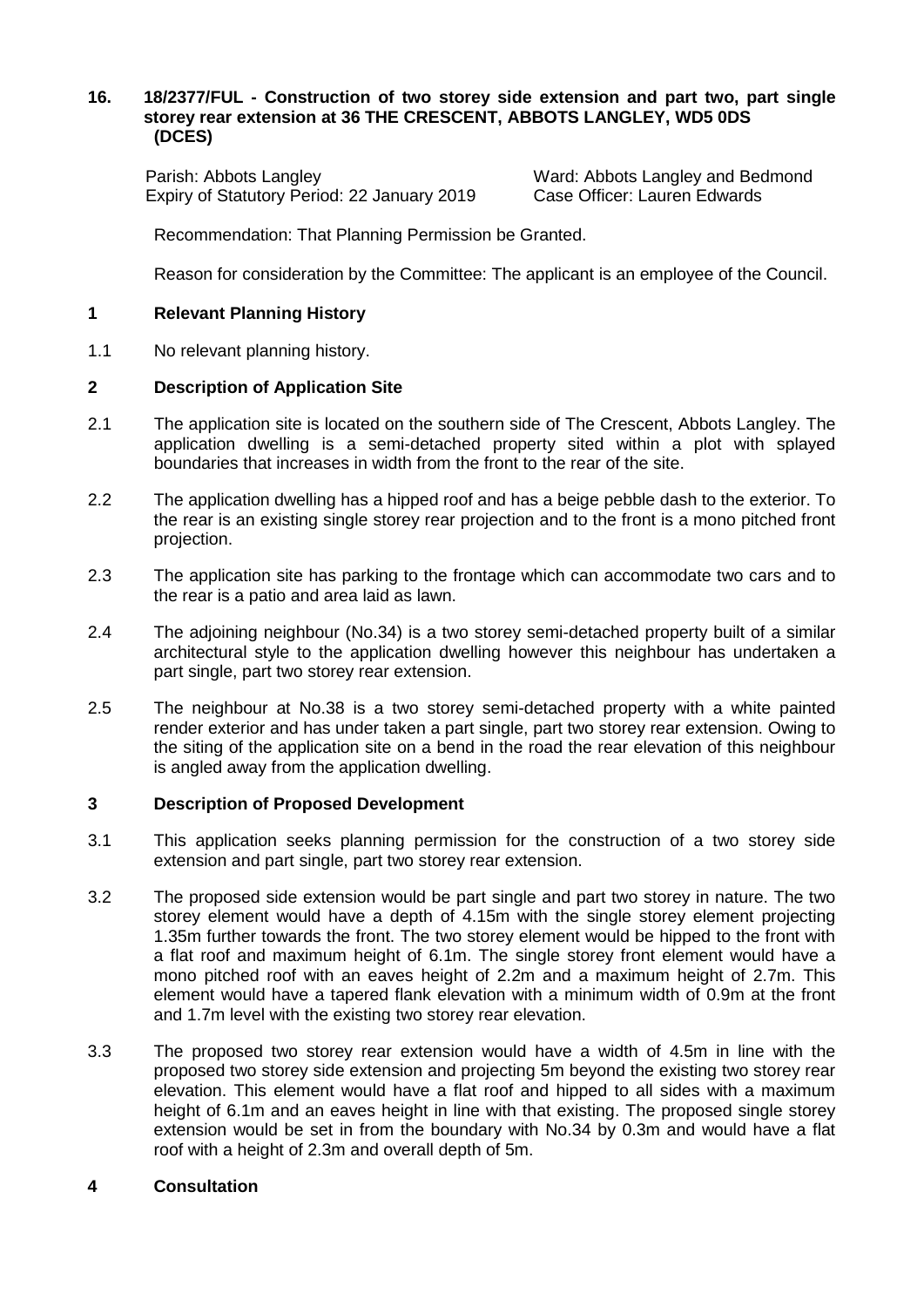**16. 18/2377/FUL - Construction of two storey side extension and part two, part single storey rear extension at 36 THE CRESCENT, ABBOTS LANGLEY, WD5 0DS (DCES)**

Parish: Abbots Langley | Ward: Abbots Langley and Bedmond
Expiry of Statutory Period: 22 January 2019 | Case Officer: Lauren Edwards

Recommendation: That Planning Permission be Granted.

Reason for consideration by the Committee: The applicant is an employee of the Council.

## 1 Relevant Planning History

1.1 No relevant planning history.

## 2 Description of Application Site

2.1 The application site is located on the southern side of The Crescent, Abbots Langley. The application dwelling is a semi-detached property sited within a plot with splayed boundaries that increases in width from the front to the rear of the site.

2.2 The application dwelling has a hipped roof and has a beige pebble dash to the exterior. To the rear is an existing single storey rear projection and to the front is a mono pitched front projection.

2.3 The application site has parking to the frontage which can accommodate two cars and to the rear is a patio and area laid as lawn.

2.4 The adjoining neighbour (No.34) is a two storey semi-detached property built of a similar architectural style to the application dwelling however this neighbour has undertaken a part single, part two storey rear extension.

2.5 The neighbour at No.38 is a two storey semi-detached property with a white painted render exterior and has under taken a part single, part two storey rear extension. Owing to the siting of the application site on a bend in the road the rear elevation of this neighbour is angled away from the application dwelling.

## 3 Description of Proposed Development

3.1 This application seeks planning permission for the construction of a two storey side extension and part single, part two storey rear extension.

3.2 The proposed side extension would be part single and part two storey in nature. The two storey element would have a depth of 4.15m with the single storey element projecting 1.35m further towards the front. The two storey element would be hipped to the front with a flat roof and maximum height of 6.1m. The single storey front element would have a mono pitched roof with an eaves height of 2.2m and a maximum height of 2.7m. This element would have a tapered flank elevation with a minimum width of 0.9m at the front and 1.7m level with the existing two storey rear elevation.

3.3 The proposed two storey rear extension would have a width of 4.5m in line with the proposed two storey side extension and projecting 5m beyond the existing two storey rear elevation. This element would have a flat roof and hipped to all sides with a maximum height of 6.1m and an eaves height in line with that existing. The proposed single storey extension would be set in from the boundary with No.34 by 0.3m and would have a flat roof with a height of 2.3m and overall depth of 5m.

## 4 Consultation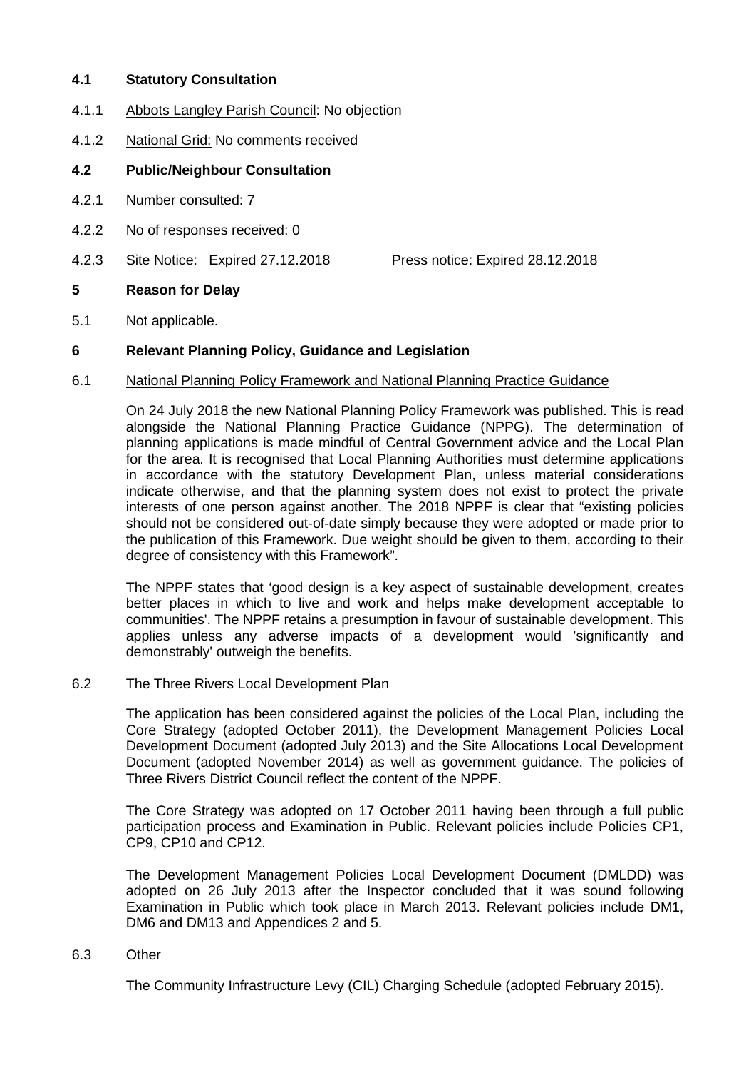**4.1 Statutory Consultation**

4.1.1 Abbots Langley Parish Council: No objection

4.1.2 National Grid: No comments received

**4.2 Public/Neighbour Consultation**

4.2.1 Number consulted: 7

4.2.2 No of responses received: 0

4.2.3 Site Notice: Expired 27.12.2018 Press notice: Expired 28.12.2018

**5 Reason for Delay**

5.1 Not applicable.

**6 Relevant Planning Policy, Guidance and Legislation**

6.1 National Planning Policy Framework and National Planning Practice Guidance

On 24 July 2018 the new National Planning Policy Framework was published. This is read alongside the National Planning Practice Guidance (NPPG). The determination of planning applications is made mindful of Central Government advice and the Local Plan for the area. It is recognised that Local Planning Authorities must determine applications in accordance with the statutory Development Plan, unless material considerations indicate otherwise, and that the planning system does not exist to protect the private interests of one person against another. The 2018 NPPF is clear that "existing policies should not be considered out-of-date simply because they were adopted or made prior to the publication of this Framework. Due weight should be given to them, according to their degree of consistency with this Framework".

The NPPF states that 'good design is a key aspect of sustainable development, creates better places in which to live and work and helps make development acceptable to communities'. The NPPF retains a presumption in favour of sustainable development. This applies unless any adverse impacts of a development would 'significantly and demonstrably' outweigh the benefits.

6.2 The Three Rivers Local Development Plan

The application has been considered against the policies of the Local Plan, including the Core Strategy (adopted October 2011), the Development Management Policies Local Development Document (adopted July 2013) and the Site Allocations Local Development Document (adopted November 2014) as well as government guidance. The policies of Three Rivers District Council reflect the content of the NPPF.

The Core Strategy was adopted on 17 October 2011 having been through a full public participation process and Examination in Public. Relevant policies include Policies CP1, CP9, CP10 and CP12.

The Development Management Policies Local Development Document (DMLDD) was adopted on 26 July 2013 after the Inspector concluded that it was sound following Examination in Public which took place in March 2013. Relevant policies include DM1, DM6 and DM13 and Appendices 2 and 5.

6.3 Other

The Community Infrastructure Levy (CIL) Charging Schedule (adopted February 2015).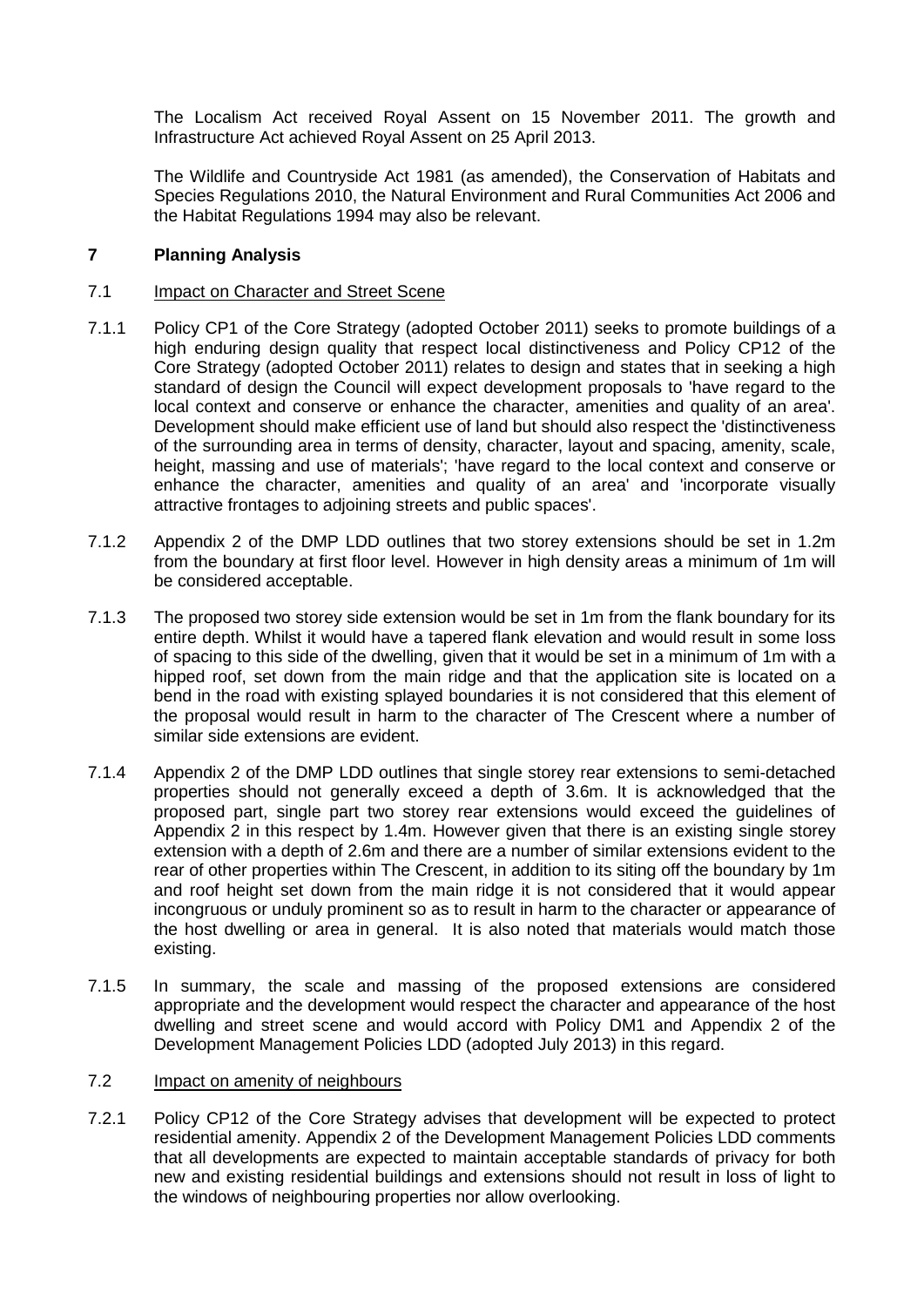The Localism Act received Royal Assent on 15 November 2011. The growth and Infrastructure Act achieved Royal Assent on 25 April 2013.

The Wildlife and Countryside Act 1981 (as amended), the Conservation of Habitats and Species Regulations 2010, the Natural Environment and Rural Communities Act 2006 and the Habitat Regulations 1994 may also be relevant.

## 7 Planning Analysis

### 7.1 Impact on Character and Street Scene

7.1.1 Policy CP1 of the Core Strategy (adopted October 2011) seeks to promote buildings of a high enduring design quality that respect local distinctiveness and Policy CP12 of the Core Strategy (adopted October 2011) relates to design and states that in seeking a high standard of design the Council will expect development proposals to 'have regard to the local context and conserve or enhance the character, amenities and quality of an area'. Development should make efficient use of land but should also respect the 'distinctiveness of the surrounding area in terms of density, character, layout and spacing, amenity, scale, height, massing and use of materials'; 'have regard to the local context and conserve or enhance the character, amenities and quality of an area' and 'incorporate visually attractive frontages to adjoining streets and public spaces'.

7.1.2 Appendix 2 of the DMP LDD outlines that two storey extensions should be set in 1.2m from the boundary at first floor level. However in high density areas a minimum of 1m will be considered acceptable.

7.1.3 The proposed two storey side extension would be set in 1m from the flank boundary for its entire depth. Whilst it would have a tapered flank elevation and would result in some loss of spacing to this side of the dwelling, given that it would be set in a minimum of 1m with a hipped roof, set down from the main ridge and that the application site is located on a bend in the road with existing splayed boundaries it is not considered that this element of the proposal would result in harm to the character of The Crescent where a number of similar side extensions are evident.

7.1.4 Appendix 2 of the DMP LDD outlines that single storey rear extensions to semi-detached properties should not generally exceed a depth of 3.6m. It is acknowledged that the proposed part, single part two storey rear extensions would exceed the guidelines of Appendix 2 in this respect by 1.4m. However given that there is an existing single storey extension with a depth of 2.6m and there are a number of similar extensions evident to the rear of other properties within The Crescent, in addition to its siting off the boundary by 1m and roof height set down from the main ridge it is not considered that it would appear incongruous or unduly prominent so as to result in harm to the character or appearance of the host dwelling or area in general. It is also noted that materials would match those existing.

7.1.5 In summary, the scale and massing of the proposed extensions are considered appropriate and the development would respect the character and appearance of the host dwelling and street scene and would accord with Policy DM1 and Appendix 2 of the Development Management Policies LDD (adopted July 2013) in this regard.

### 7.2 Impact on amenity of neighbours

7.2.1 Policy CP12 of the Core Strategy advises that development will be expected to protect residential amenity. Appendix 2 of the Development Management Policies LDD comments that all developments are expected to maintain acceptable standards of privacy for both new and existing residential buildings and extensions should not result in loss of light to the windows of neighbouring properties nor allow overlooking.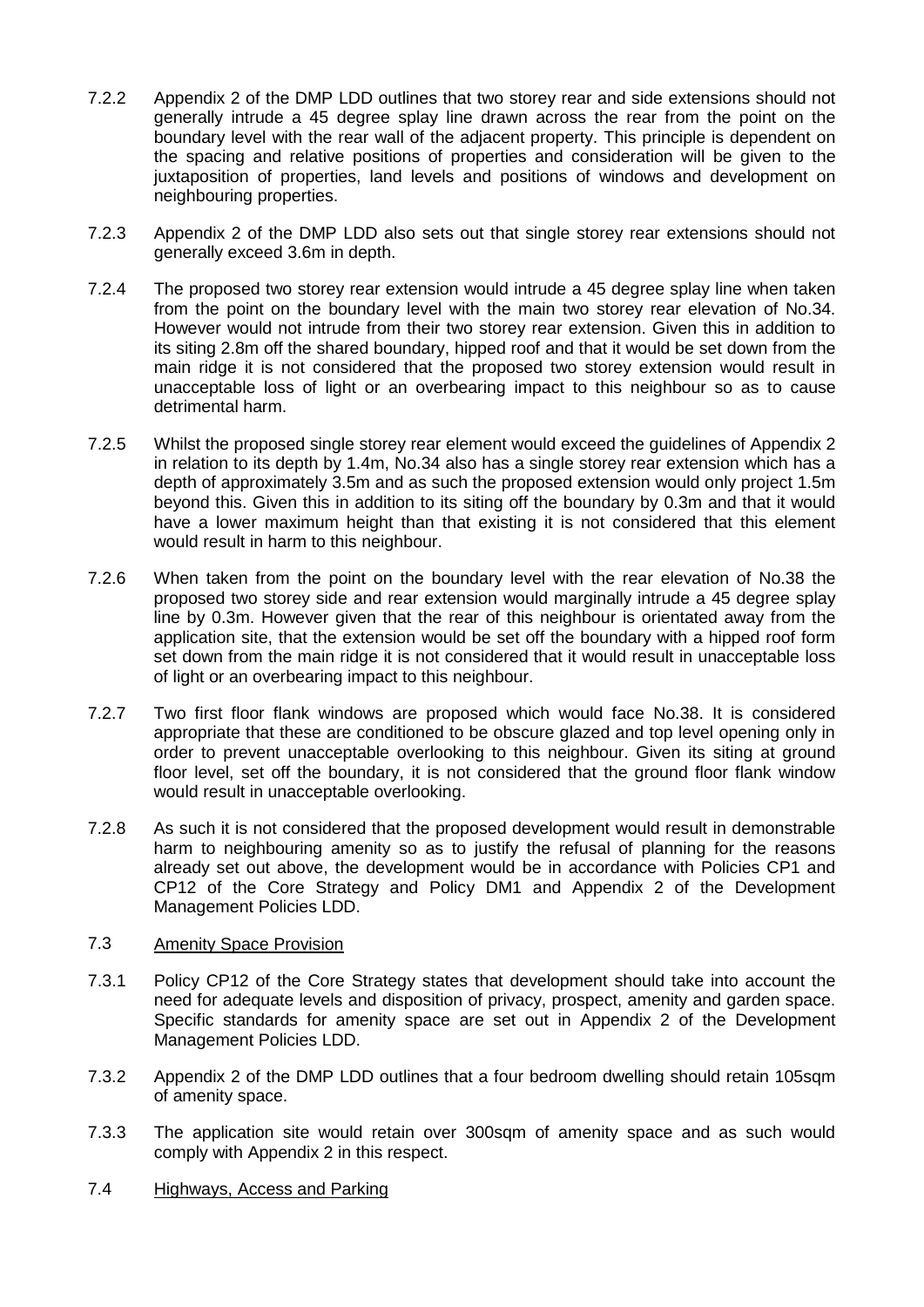7.2.2 Appendix 2 of the DMP LDD outlines that two storey rear and side extensions should not generally intrude a 45 degree splay line drawn across the rear from the point on the boundary level with the rear wall of the adjacent property. This principle is dependent on the spacing and relative positions of properties and consideration will be given to the juxtaposition of properties, land levels and positions of windows and development on neighbouring properties.

7.2.3 Appendix 2 of the DMP LDD also sets out that single storey rear extensions should not generally exceed 3.6m in depth.

7.2.4 The proposed two storey rear extension would intrude a 45 degree splay line when taken from the point on the boundary level with the main two storey rear elevation of No.34. However would not intrude from their two storey rear extension. Given this in addition to its siting 2.8m off the shared boundary, hipped roof and that it would be set down from the main ridge it is not considered that the proposed two storey extension would result in unacceptable loss of light or an overbearing impact to this neighbour so as to cause detrimental harm.

7.2.5 Whilst the proposed single storey rear element would exceed the guidelines of Appendix 2 in relation to its depth by 1.4m, No.34 also has a single storey rear extension which has a depth of approximately 3.5m and as such the proposed extension would only project 1.5m beyond this. Given this in addition to its siting off the boundary by 0.3m and that it would have a lower maximum height than that existing it is not considered that this element would result in harm to this neighbour.

7.2.6 When taken from the point on the boundary level with the rear elevation of No.38 the proposed two storey side and rear extension would marginally intrude a 45 degree splay line by 0.3m. However given that the rear of this neighbour is orientated away from the application site, that the extension would be set off the boundary with a hipped roof form set down from the main ridge it is not considered that it would result in unacceptable loss of light or an overbearing impact to this neighbour.

7.2.7 Two first floor flank windows are proposed which would face No.38. It is considered appropriate that these are conditioned to be obscure glazed and top level opening only in order to prevent unacceptable overlooking to this neighbour. Given its siting at ground floor level, set off the boundary, it is not considered that the ground floor flank window would result in unacceptable overlooking.

7.2.8 As such it is not considered that the proposed development would result in demonstrable harm to neighbouring amenity so as to justify the refusal of planning for the reasons already set out above, the development would be in accordance with Policies CP1 and CP12 of the Core Strategy and Policy DM1 and Appendix 2 of the Development Management Policies LDD.

## 7.3 Amenity Space Provision

7.3.1 Policy CP12 of the Core Strategy states that development should take into account the need for adequate levels and disposition of privacy, prospect, amenity and garden space. Specific standards for amenity space are set out in Appendix 2 of the Development Management Policies LDD.

7.3.2 Appendix 2 of the DMP LDD outlines that a four bedroom dwelling should retain 105sqm of amenity space.

7.3.3 The application site would retain over 300sqm of amenity space and as such would comply with Appendix 2 in this respect.

## 7.4 Highways, Access and Parking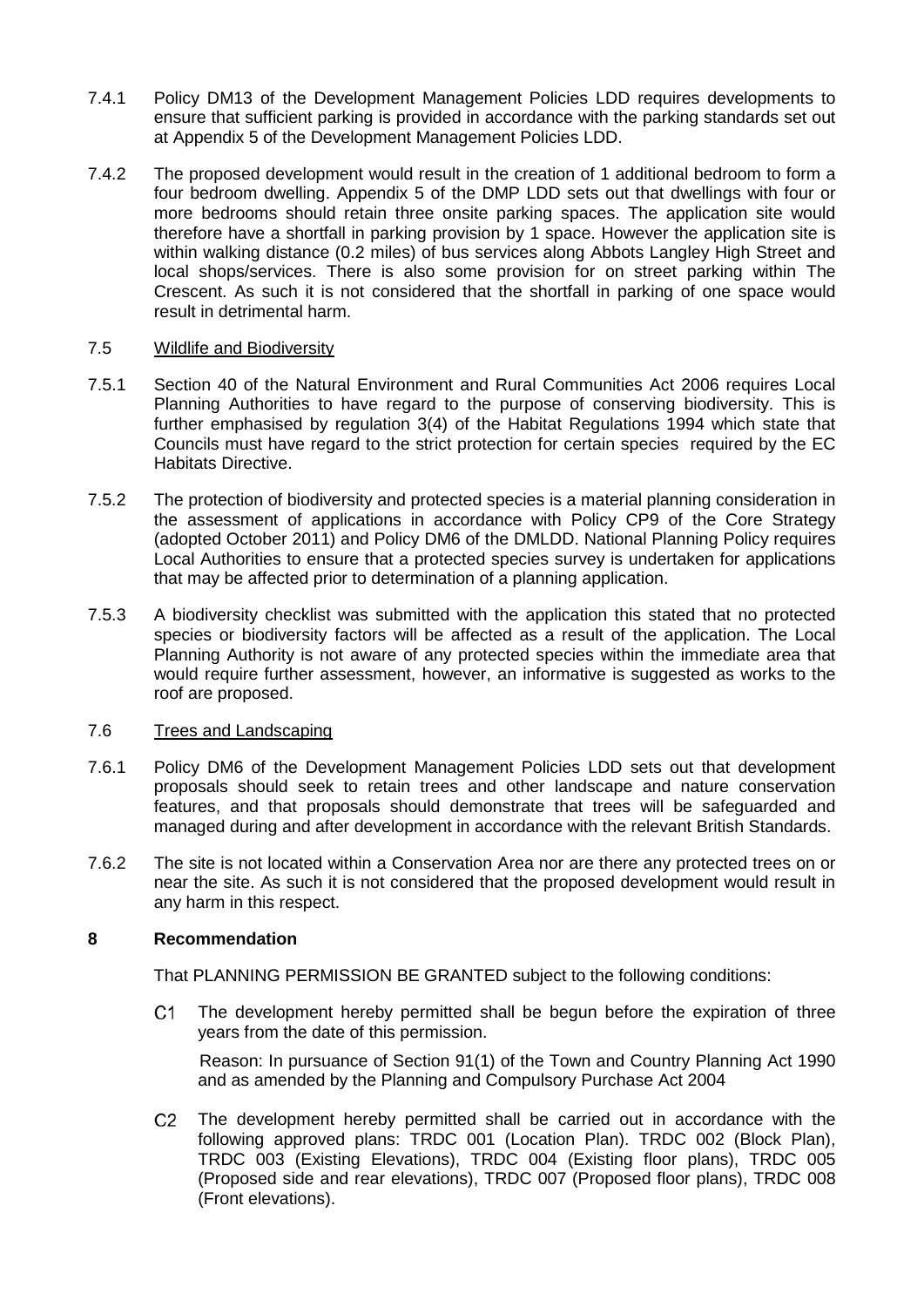7.4.1 Policy DM13 of the Development Management Policies LDD requires developments to ensure that sufficient parking is provided in accordance with the parking standards set out at Appendix 5 of the Development Management Policies LDD.

7.4.2 The proposed development would result in the creation of 1 additional bedroom to form a four bedroom dwelling. Appendix 5 of the DMP LDD sets out that dwellings with four or more bedrooms should retain three onsite parking spaces. The application site would therefore have a shortfall in parking provision by 1 space. However the application site is within walking distance (0.2 miles) of bus services along Abbots Langley High Street and local shops/services. There is also some provision for on street parking within The Crescent. As such it is not considered that the shortfall in parking of one space would result in detrimental harm.

7.5 Wildlife and Biodiversity

7.5.1 Section 40 of the Natural Environment and Rural Communities Act 2006 requires Local Planning Authorities to have regard to the purpose of conserving biodiversity. This is further emphasised by regulation 3(4) of the Habitat Regulations 1994 which state that Councils must have regard to the strict protection for certain species required by the EC Habitats Directive.

7.5.2 The protection of biodiversity and protected species is a material planning consideration in the assessment of applications in accordance with Policy CP9 of the Core Strategy (adopted October 2011) and Policy DM6 of the DMLDD. National Planning Policy requires Local Authorities to ensure that a protected species survey is undertaken for applications that may be affected prior to determination of a planning application.

7.5.3 A biodiversity checklist was submitted with the application this stated that no protected species or biodiversity factors will be affected as a result of the application. The Local Planning Authority is not aware of any protected species within the immediate area that would require further assessment, however, an informative is suggested as works to the roof are proposed.

7.6 Trees and Landscaping

7.6.1 Policy DM6 of the Development Management Policies LDD sets out that development proposals should seek to retain trees and other landscape and nature conservation features, and that proposals should demonstrate that trees will be safeguarded and managed during and after development in accordance with the relevant British Standards.

7.6.2 The site is not located within a Conservation Area nor are there any protected trees on or near the site. As such it is not considered that the proposed development would result in any harm in this respect.

## 8 Recommendation

That PLANNING PERMISSION BE GRANTED subject to the following conditions:

C1 The development hereby permitted shall be begun before the expiration of three years from the date of this permission.

Reason: In pursuance of Section 91(1) of the Town and Country Planning Act 1990 and as amended by the Planning and Compulsory Purchase Act 2004

C2 The development hereby permitted shall be carried out in accordance with the following approved plans: TRDC 001 (Location Plan). TRDC 002 (Block Plan), TRDC 003 (Existing Elevations), TRDC 004 (Existing floor plans), TRDC 005 (Proposed side and rear elevations), TRDC 007 (Proposed floor plans), TRDC 008 (Front elevations).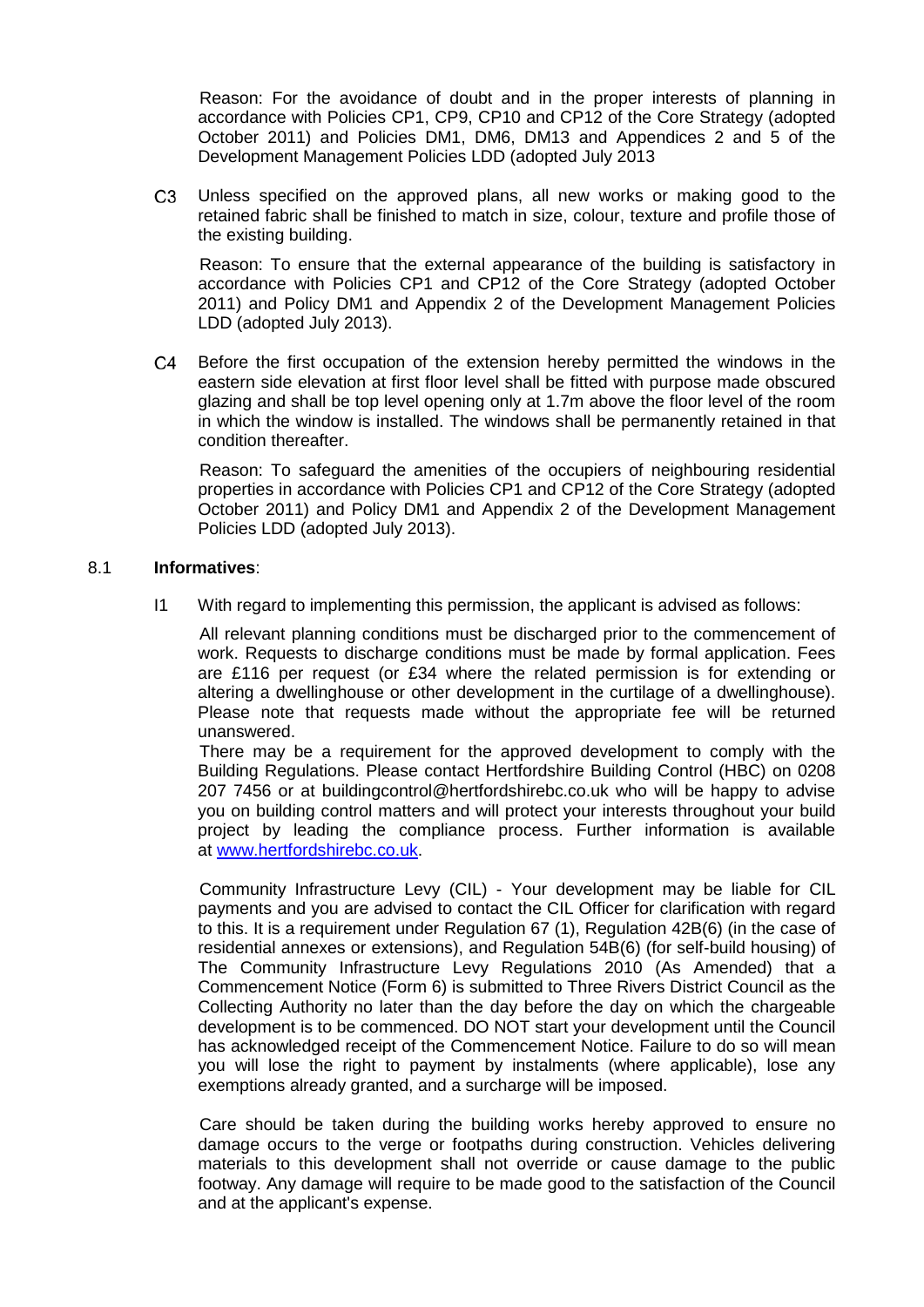Reason: For the avoidance of doubt and in the proper interests of planning in accordance with Policies CP1, CP9, CP10 and CP12 of the Core Strategy (adopted October 2011) and Policies DM1, DM6, DM13 and Appendices 2 and 5 of the Development Management Policies LDD (adopted July 2013

C3 Unless specified on the approved plans, all new works or making good to the retained fabric shall be finished to match in size, colour, texture and profile those of the existing building.

Reason: To ensure that the external appearance of the building is satisfactory in accordance with Policies CP1 and CP12 of the Core Strategy (adopted October 2011) and Policy DM1 and Appendix 2 of the Development Management Policies LDD (adopted July 2013).

C4 Before the first occupation of the extension hereby permitted the windows in the eastern side elevation at first floor level shall be fitted with purpose made obscured glazing and shall be top level opening only at 1.7m above the floor level of the room in which the window is installed. The windows shall be permanently retained in that condition thereafter.

Reason: To safeguard the amenities of the occupiers of neighbouring residential properties in accordance with Policies CP1 and CP12 of the Core Strategy (adopted October 2011) and Policy DM1 and Appendix 2 of the Development Management Policies LDD (adopted July 2013).

8.1 **Informatives**:

I1 With regard to implementing this permission, the applicant is advised as follows:

All relevant planning conditions must be discharged prior to the commencement of work. Requests to discharge conditions must be made by formal application. Fees are £116 per request (or £34 where the related permission is for extending or altering a dwellinghouse or other development in the curtilage of a dwellinghouse). Please note that requests made without the appropriate fee will be returned unanswered.

There may be a requirement for the approved development to comply with the Building Regulations. Please contact Hertfordshire Building Control (HBC) on 0208 207 7456 or at buildingcontrol@hertfordshirebc.co.uk who will be happy to advise you on building control matters and will protect your interests throughout your build project by leading the compliance process. Further information is available at [www.hertfordshirebc.co.uk](www.hertfordshirebc.co.uk).

Community Infrastructure Levy (CIL) - Your development may be liable for CIL payments and you are advised to contact the CIL Officer for clarification with regard to this. It is a requirement under Regulation 67 (1), Regulation 42B(6) (in the case of residential annexes or extensions), and Regulation 54B(6) (for self-build housing) of The Community Infrastructure Levy Regulations 2010 (As Amended) that a Commencement Notice (Form 6) is submitted to Three Rivers District Council as the Collecting Authority no later than the day before the day on which the chargeable development is to be commenced. DO NOT start your development until the Council has acknowledged receipt of the Commencement Notice. Failure to do so will mean you will lose the right to payment by instalments (where applicable), lose any exemptions already granted, and a surcharge will be imposed.

Care should be taken during the building works hereby approved to ensure no damage occurs to the verge or footpaths during construction. Vehicles delivering materials to this development shall not override or cause damage to the public footway. Any damage will require to be made good to the satisfaction of the Council and at the applicant's expense.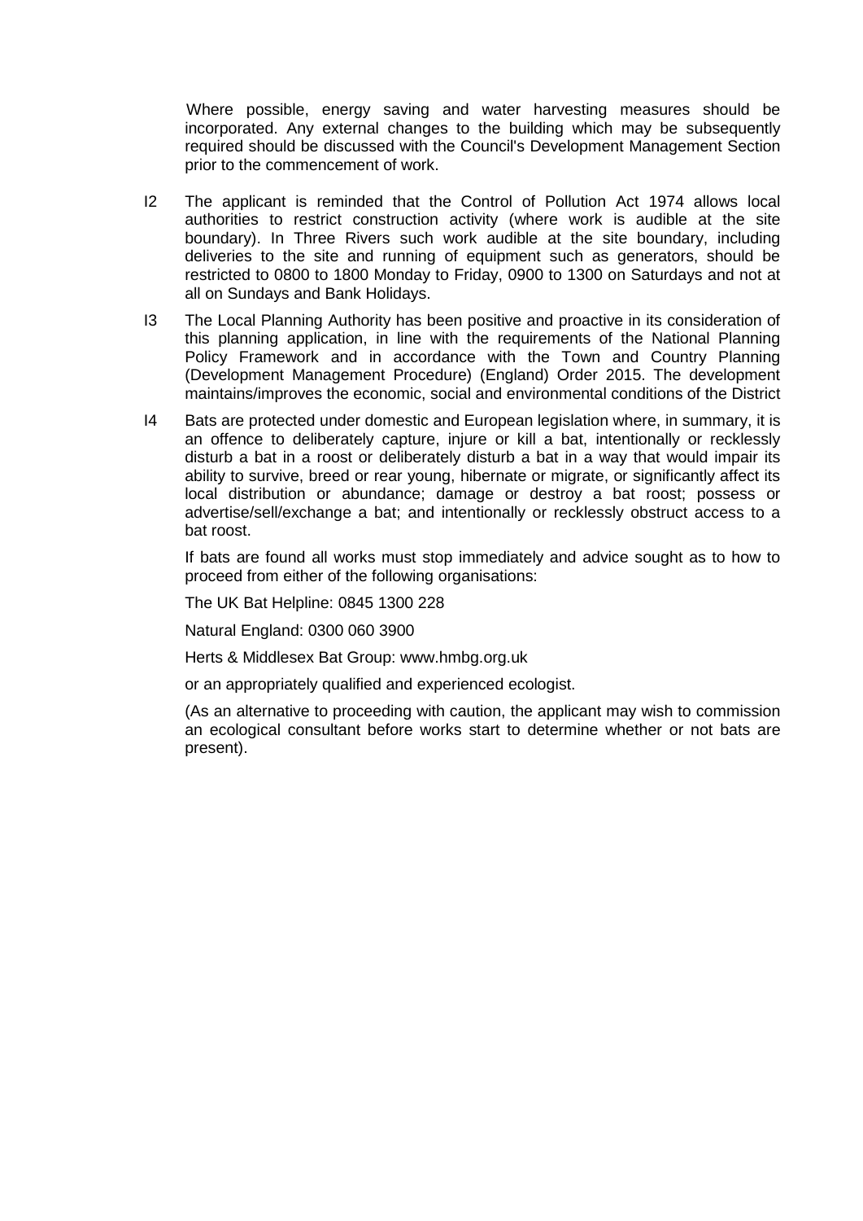Where possible, energy saving and water harvesting measures should be incorporated. Any external changes to the building which may be subsequently required should be discussed with the Council's Development Management Section prior to the commencement of work.

I2 The applicant is reminded that the Control of Pollution Act 1974 allows local authorities to restrict construction activity (where work is audible at the site boundary). In Three Rivers such work audible at the site boundary, including deliveries to the site and running of equipment such as generators, should be restricted to 0800 to 1800 Monday to Friday, 0900 to 1300 on Saturdays and not at all on Sundays and Bank Holidays.

I3 The Local Planning Authority has been positive and proactive in its consideration of this planning application, in line with the requirements of the National Planning Policy Framework and in accordance with the Town and Country Planning (Development Management Procedure) (England) Order 2015. The development maintains/improves the economic, social and environmental conditions of the District

I4 Bats are protected under domestic and European legislation where, in summary, it is an offence to deliberately capture, injure or kill a bat, intentionally or recklessly disturb a bat in a roost or deliberately disturb a bat in a way that would impair its ability to survive, breed or rear young, hibernate or migrate, or significantly affect its local distribution or abundance; damage or destroy a bat roost; possess or advertise/sell/exchange a bat; and intentionally or recklessly obstruct access to a bat roost.

If bats are found all works must stop immediately and advice sought as to how to proceed from either of the following organisations:

The UK Bat Helpline: 0845 1300 228

Natural England: 0300 060 3900

Herts & Middlesex Bat Group: www.hmbg.org.uk

or an appropriately qualified and experienced ecologist.

(As an alternative to proceeding with caution, the applicant may wish to commission an ecological consultant before works start to determine whether or not bats are present).